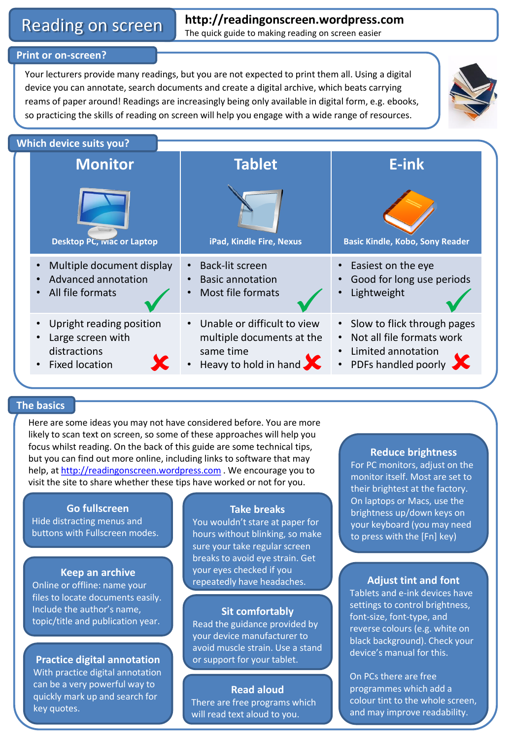# Reading on screen

**http://readingonscreen.wordpress.com**

The quick guide to making reading on screen easier

## Print or on-screen?

Your lecturers provide many readings, but you are not expected to print them all. Using a digital device you can annotate, search documents and create a digital archive, which beats carrying reams of paper around! Readings are increasingly being only available in digital form, e.g. ebooks, so practicing the skills of reading on screen will help you engage with a wide range of resources.

## Which device suits you?

| Monitor | Tablet | E-ink |
|---|---|---|
| Desktop PC, Mac or Laptop | iPad, Kindle Fire, Nexus | Basic Kindle, Kobo, Sony Reader |
| ✓ Multiple document display; Advanced annotation; All file formats | ✓ Back-lit screen; Basic annotation; Most file formats | ✓ Easiest on the eye; Good for long use periods; Lightweight |
| ✗ Upright reading position; Large screen with distractions; Fixed location | ✗ Unable or difficult to view multiple documents at the same time; Heavy to hold in hand | ✗ Slow to flick through pages; Not all file formats work; Limited annotation; PDFs handled poorly |

## The basics

Here are some ideas you may not have considered before. You are more likely to scan text on screen, so some of these approaches will help you focus whilst reading. On the back of this guide are some technical tips, but you can find out more online, including links to software that may help, at http://readingonscreen.wordpress.com . We encourage you to visit the site to share whether these tips have worked or not for you.

### Go fullscreen

Hide distracting menus and buttons with Fullscreen modes.

### Keep an archive

Online or offline: name your files to locate documents easily. Include the author's name, topic/title and publication year.

### Practice digital annotation

With practice digital annotation can be a very powerful way to quickly mark up and search for key quotes.

### Take breaks

You wouldn't stare at paper for hours without blinking, so make sure your take regular screen breaks to avoid eye strain. Get your eyes checked if you repeatedly have headaches.

### Sit comfortably

Read the guidance provided by your device manufacturer to avoid muscle strain. Use a stand or support for your tablet.

### Read aloud

There are free programs which will read text aloud to you.

### Reduce brightness

For PC monitors, adjust on the monitor itself. Most are set to their brightest at the factory. On laptops or Macs, use the brightness up/down keys on your keyboard (you may need to press with the [Fn] key)

### Adjust tint and font

Tablets and e-ink devices have settings to control brightness, font-size, font-type, and reverse colours (e.g. white on black background). Check your device's manual for this.

On PCs there are free programmes which add a colour tint to the whole screen, and may improve readability.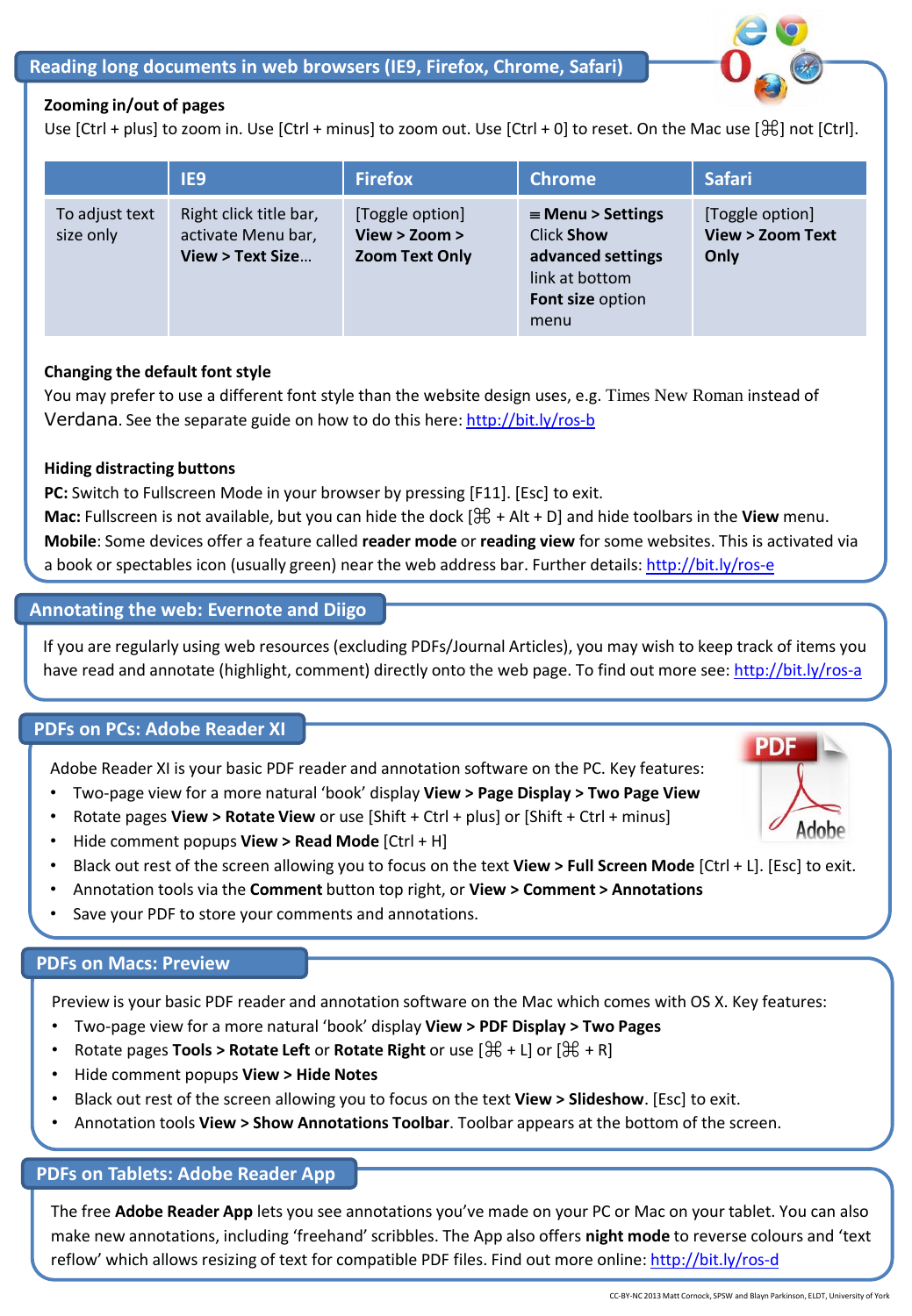## Reading long documents in web browsers (IE9, Firefox, Chrome, Safari)

**Zooming in/out of pages**

Use [Ctrl + plus] to zoom in. Use [Ctrl + minus] to zoom out. Use [Ctrl + 0] to reset. On the Mac use [⌘] not [Ctrl].

| | IE9 | Firefox | Chrome | Safari |
|---|---|---|---|---|
| To adjust text size only | Right click title bar, activate Menu bar, **View > Text Size**… | [Toggle option] **View > Zoom > Zoom Text Only** | ≡ **Menu > Settings** Click **Show advanced settings** link at bottom **Font size** option menu | [Toggle option] **View > Zoom Text Only** |

**Changing the default font style**

You may prefer to use a different font style than the website design uses, e.g. Times New Roman instead of Verdana. See the separate guide on how to do this here: http://bit.ly/ros-b

**Hiding distracting buttons**

**PC:** Switch to Fullscreen Mode in your browser by pressing [F11]. [Esc] to exit.
**Mac:** Fullscreen is not available, but you can hide the dock [⌘ + Alt + D] and hide toolbars in the **View** menu.
**Mobile**: Some devices offer a feature called **reader mode** or **reading view** for some websites. This is activated via a book or spectables icon (usually green) near the web address bar. Further details: http://bit.ly/ros-e

## Annotating the web: Evernote and Diigo

If you are regularly using web resources (excluding PDFs/Journal Articles), you may wish to keep track of items you have read and annotate (highlight, comment) directly onto the web page. To find out more see: http://bit.ly/ros-a

## PDFs on PCs: Adobe Reader XI

Adobe Reader XI is your basic PDF reader and annotation software on the PC. Key features:

- Two-page view for a more natural 'book' display **View > Page Display > Two Page View**
- Rotate pages **View > Rotate View** or use [Shift + Ctrl + plus] or [Shift + Ctrl + minus]
- Hide comment popups **View > Read Mode** [Ctrl + H]
- Black out rest of the screen allowing you to focus on the text **View > Full Screen Mode** [Ctrl + L]. [Esc] to exit.
- Annotation tools via the **Comment** button top right, or **View > Comment > Annotations**
- Save your PDF to store your comments and annotations.

## PDFs on Macs: Preview

Preview is your basic PDF reader and annotation software on the Mac which comes with OS X. Key features:

- Two-page view for a more natural 'book' display **View > PDF Display > Two Pages**
- Rotate pages **Tools > Rotate Left** or **Rotate Right** or use [⌘ + L] or [⌘ + R]
- Hide comment popups **View > Hide Notes**
- Black out rest of the screen allowing you to focus on the text **View > Slideshow**. [Esc] to exit.
- Annotation tools **View > Show Annotations Toolbar**. Toolbar appears at the bottom of the screen.

## PDFs on Tablets: Adobe Reader App

The free **Adobe Reader App** lets you see annotations you've made on your PC or Mac on your tablet. You can also make new annotations, including 'freehand' scribbles. The App also offers **night mode** to reverse colours and 'text reflow' which allows resizing of text for compatible PDF files. Find out more online: http://bit.ly/ros-d

CC-BY-NC 2013 Matt Cornock, SPSW and Blayn Parkinson, ELDT, University of York